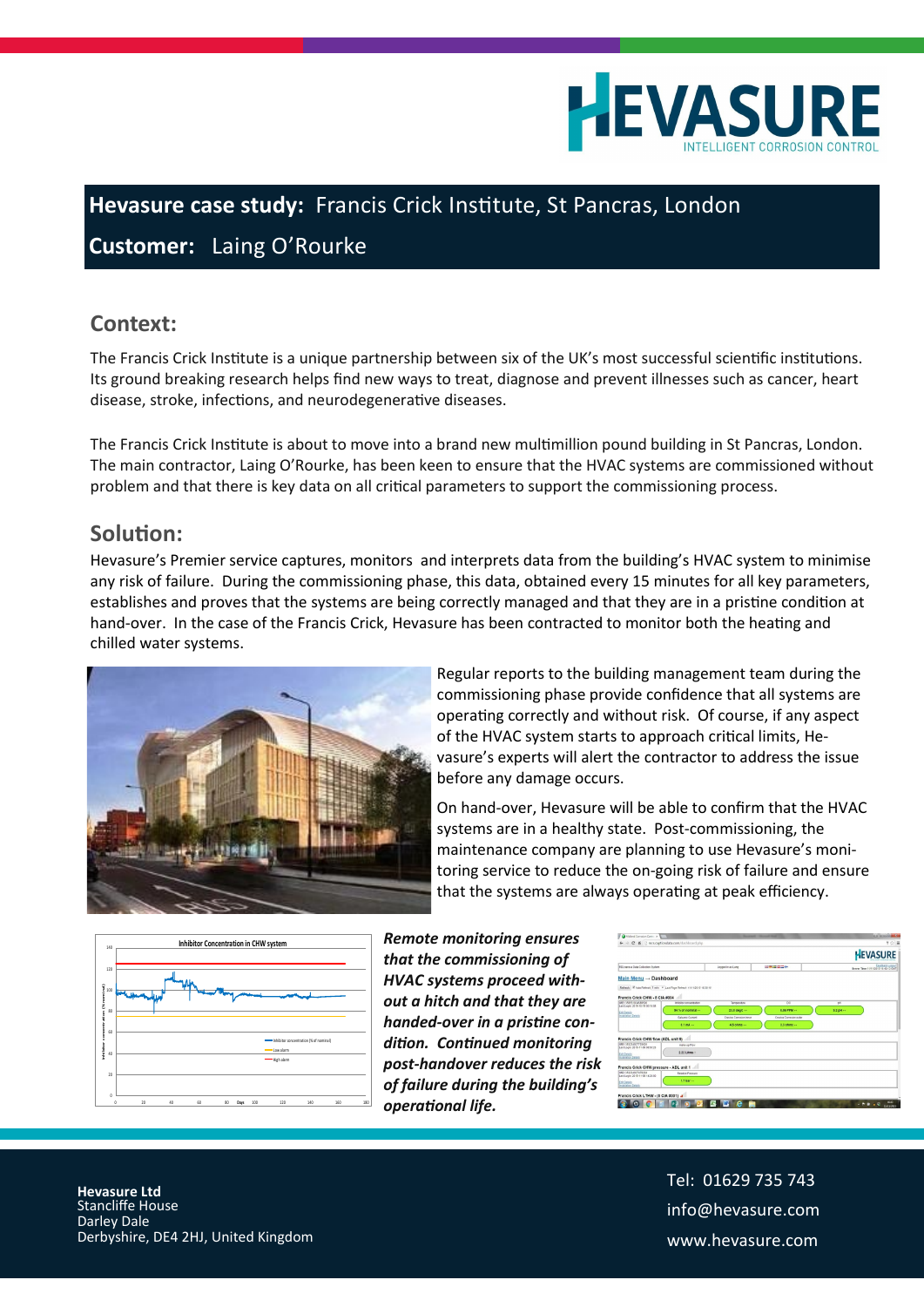# HEVASURE

INTELLIGENT CORROSION CONTROL

**Hevasure case study:** Francis Crick Institute, St Pancras, London

**Customer:** Laing O'Rourke

## Context:

The Francis Crick Institute is a unique partnership between six of the UK's most successful scientific institutions. Its ground breaking research helps find new ways to treat, diagnose and prevent illnesses such as cancer, heart disease, stroke, infections, and neurodegenerative diseases.

The Francis Crick Institute is about to move into a brand new multimillion pound building in St Pancras, London. The main contractor, Laing O'Rourke, has been keen to ensure that the HVAC systems are commissioned without problem and that there is key data on all critical parameters to support the commissioning process.

## Solution:

Hevasure's Premier service captures, monitors and interprets data from the building's HVAC system to minimise any risk of failure. During the commissioning phase, this data, obtained every 15 minutes for all key parameters, establishes and proves that the systems are being correctly managed and that they are in a pristine condition at hand-over. In the case of the Francis Crick, Hevasure has been contracted to monitor both the heating and chilled water systems.

Regular reports to the building management team during the commissioning phase provide confidence that all systems are operating correctly and without risk. Of course, if any aspect of the HVAC system starts to approach critical limits, Hevasure's experts will alert the contractor to address the issue before any damage occurs.

On hand-over, Hevasure will be able to confirm that the HVAC systems are in a healthy state. Post-commissioning, the maintenance company are planning to use Hevasure's monitoring service to reduce the on-going risk of failure and ensure that the systems are always operating at peak efficiency.

***Remote monitoring ensures that the commissioning of HVAC systems proceed without a hitch and that they are handed-over in a pristine condition. Continued monitoring post-handover reduces the risk of failure during the building's operational life.***

**Hevasure Ltd**
Stancliffe House
Darley Dale
Derbyshire, DE4 2HJ, United Kingdom

Tel: 01629 735 743
info@hevasure.com
www.hevasure.com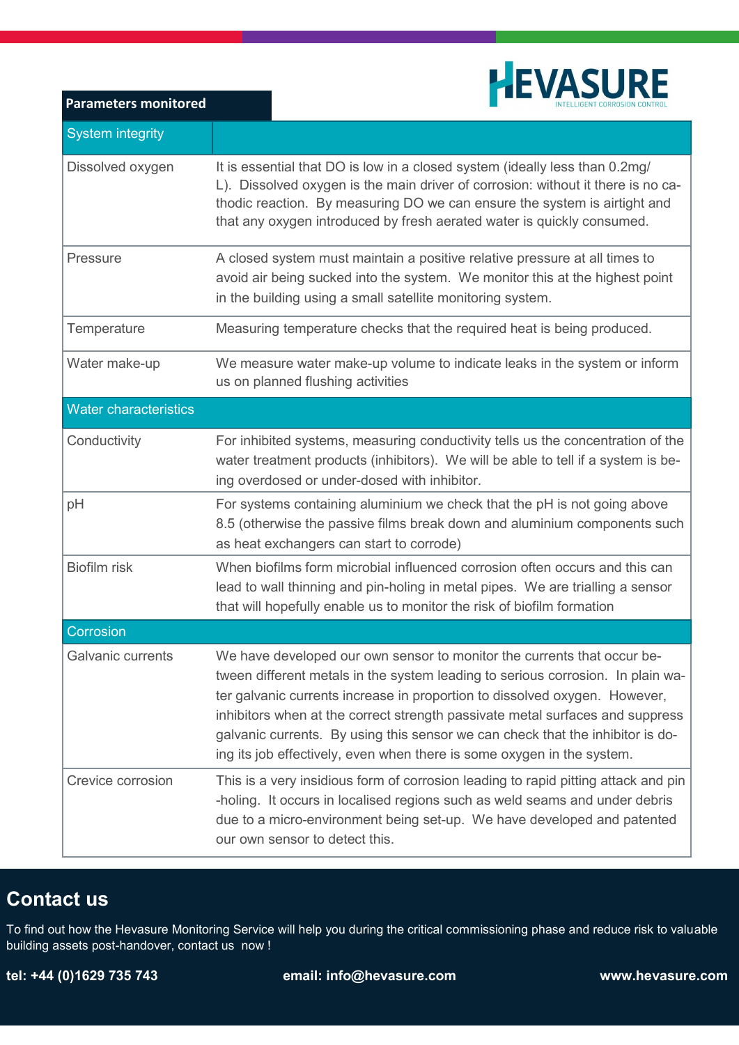HEVASURE
INTELLIGENT CORROSION CONTROL

## Parameters monitored

| | |
|---|---|
| **System integrity** | |
| Dissolved oxygen | It is essential that DO is low in a closed system (ideally less than 0.2mg/L). Dissolved oxygen is the main driver of corrosion: without it there is no cathodic reaction. By measuring DO we can ensure the system is airtight and that any oxygen introduced by fresh aerated water is quickly consumed. |
| Pressure | A closed system must maintain a positive relative pressure at all times to avoid air being sucked into the system. We monitor this at the highest point in the building using a small satellite monitoring system. |
| Temperature | Measuring temperature checks that the required heat is being produced. |
| Water make-up | We measure water make-up volume to indicate leaks in the system or inform us on planned flushing activities |
| **Water characteristics** | |
| Conductivity | For inhibited systems, measuring conductivity tells us the concentration of the water treatment products (inhibitors). We will be able to tell if a system is being overdosed or under-dosed with inhibitor. |
| pH | For systems containing aluminium we check that the pH is not going above 8.5 (otherwise the passive films break down and aluminium components such as heat exchangers can start to corrode) |
| Biofilm risk | When biofilms form microbial influenced corrosion often occurs and this can lead to wall thinning and pin-holing in metal pipes. We are trialling a sensor that will hopefully enable us to monitor the risk of biofilm formation |
| **Corrosion** | |
| Galvanic currents | We have developed our own sensor to monitor the currents that occur between different metals in the system leading to serious corrosion. In plain water galvanic currents increase in proportion to dissolved oxygen. However, inhibitors when at the correct strength passivate metal surfaces and suppress galvanic currents. By using this sensor we can check that the inhibitor is doing its job effectively, even when there is some oxygen in the system. |
| Crevice corrosion | This is a very insidious form of corrosion leading to rapid pitting attack and pin-holing. It occurs in localised regions such as weld seams and under debris due to a micro-environment being set-up. We have developed and patented our own sensor to detect this. |

## Contact us

To find out how the Hevasure Monitoring Service will help you during the critical commissioning phase and reduce risk to valuable building assets post-handover, contact us now !

**tel: +44 (0)1629 735 743**

**email: info@hevasure.com**

**www.hevasure.com**